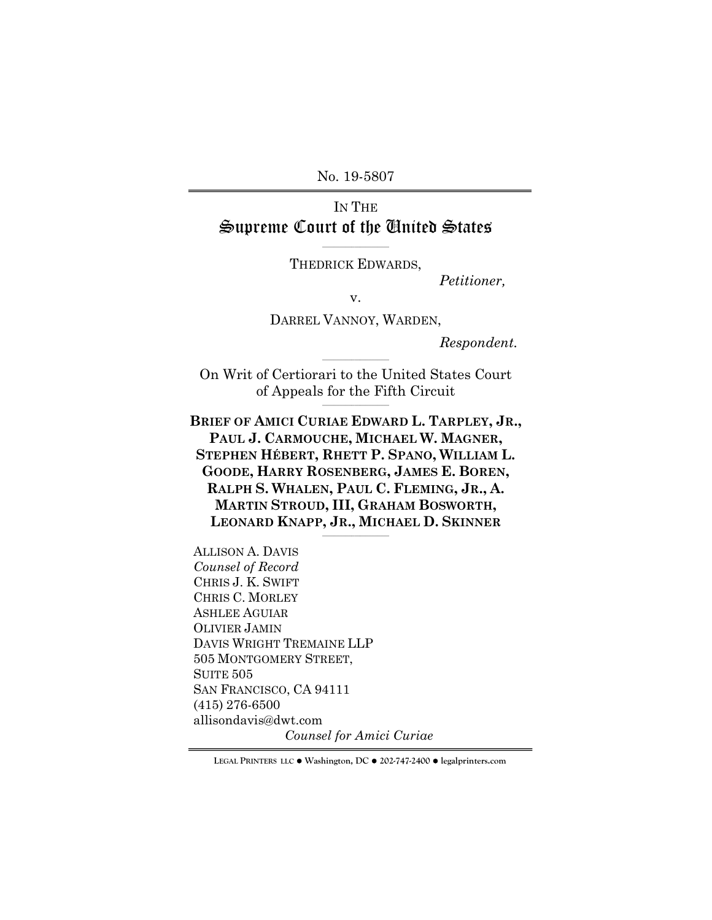No. 19-5807

IN THE
# Supreme Court of the United States

THEDRICK EDWARDS,

*Petitioner,*

v.

DARREL VANNOY, WARDEN,

*Respondent.*

On Writ of Certiorari to the United States Court of Appeals for the Fifth Circuit

**BRIEF OF AMICI CURIAE EDWARD L. TARPLEY, JR., PAUL J. CARMOUCHE, MICHAEL W. MAGNER, STEPHEN HÉBERT, RHETT P. SPANO, WILLIAM L. GOODE, HARRY ROSENBERG, JAMES E. BOREN, RALPH S. WHALEN, PAUL C. FLEMING, JR., A. MARTIN STROUD, III, GRAHAM BOSWORTH, LEONARD KNAPP, JR., MICHAEL D. SKINNER**

ALLISON A. DAVIS
*Counsel of Record*
CHRIS J. K. SWIFT
CHRIS C. MORLEY
ASHLEE AGUIAR
OLIVIER JAMIN
DAVIS WRIGHT TREMAINE LLP
505 MONTGOMERY STREET,
SUITE 505
SAN FRANCISCO, CA 94111
(415) 276-6500
allisondavis@dwt.com

*Counsel for Amici Curiae*

LEGAL PRINTERS LLC ● Washington, DC ● 202-747-2400 ● legalprinters.com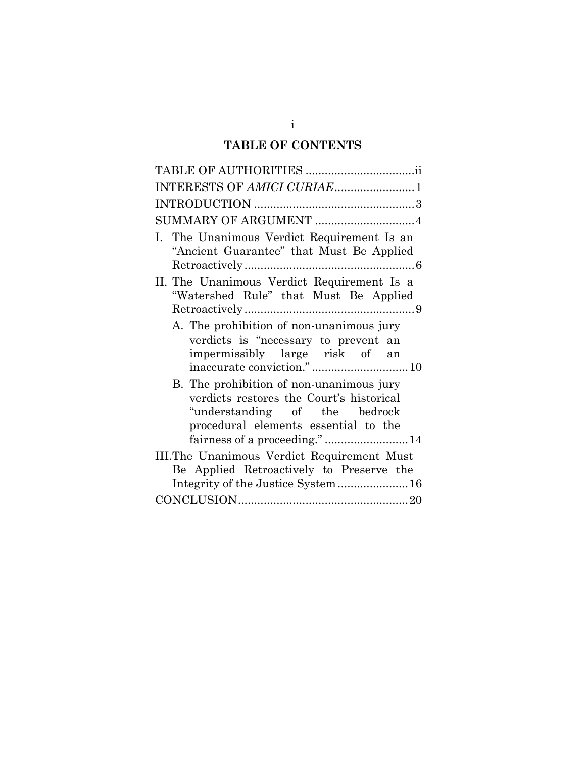# TABLE OF CONTENTS

TABLE OF AUTHORITIES .................................ii

INTERESTS OF *AMICI CURIAE* .........................1

INTRODUCTION ..................................................3

SUMMARY OF ARGUMENT ...............................4

I. The Unanimous Verdict Requirement Is an "Ancient Guarantee" that Must Be Applied Retroactively .....................................................6

II. The Unanimous Verdict Requirement Is a "Watershed Rule" that Must Be Applied Retroactively .....................................................9

   A. The prohibition of non-unanimous jury verdicts is "necessary to prevent an impermissibly large risk of an inaccurate conviction." ..............................10

   B. The prohibition of non-unanimous jury verdicts restores the Court's historical "understanding of the bedrock procedural elements essential to the fairness of a proceeding." ..........................14

III. The Unanimous Verdict Requirement Must Be Applied Retroactively to Preserve the Integrity of the Justice System ......................16

CONCLUSION.....................................................20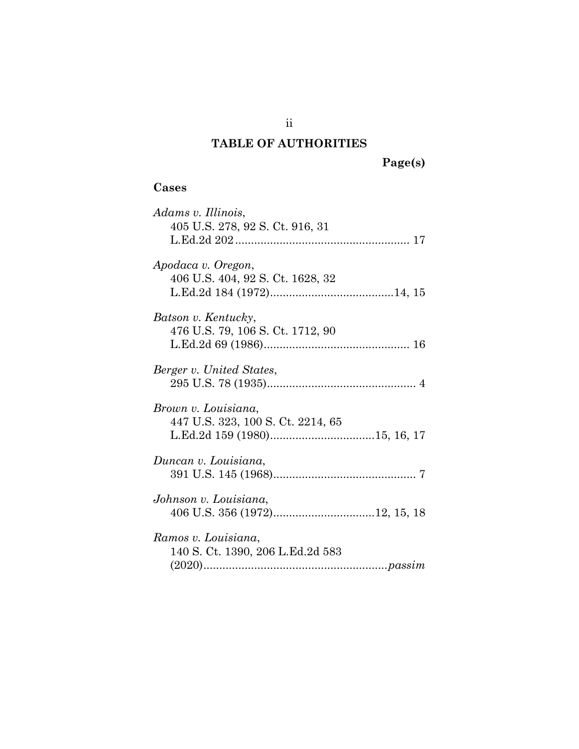## TABLE OF AUTHORITIES

**Page(s)**

### Cases

*Adams v. Illinois*,
405 U.S. 278, 92 S. Ct. 916, 31 L.Ed.2d 202 ....................................................... 17

*Apodaca v. Oregon*,
406 U.S. 404, 92 S. Ct. 1628, 32 L.Ed.2d 184 (1972).......................................14, 15

*Batson v. Kentucky*,
476 U.S. 79, 106 S. Ct. 1712, 90 L.Ed.2d 69 (1986).............................................. 16

*Berger v. United States*,
295 U.S. 78 (1935)................................................ 4

*Brown v. Louisiana*,
447 U.S. 323, 100 S. Ct. 2214, 65 L.Ed.2d 159 (1980).................................15, 16, 17

*Duncan v. Louisiana*,
391 U.S. 145 (1968)............................................. 7

*Johnson v. Louisiana*,
406 U.S. 356 (1972)................................12, 15, 18

*Ramos v. Louisiana*,
140 S. Ct. 1390, 206 L.Ed.2d 583 (2020).........................................................*passim*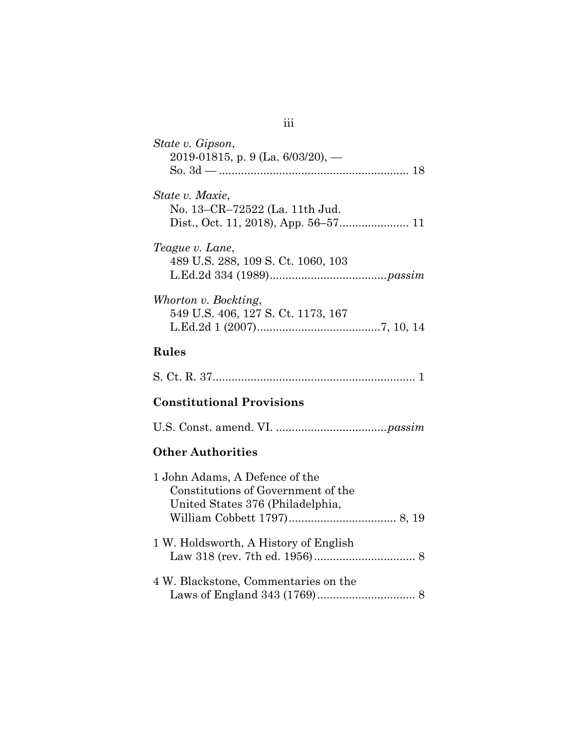*State v. Gipson*,
2019-01815, p. 9 (La. 6/03/20), — So. 3d — ........................................................... 18

*State v. Maxie*,
No. 13–CR–72522 (La. 11th Jud. Dist., Oct. 11, 2018), App. 56–57...................... 11

*Teague v. Lane*,
489 U.S. 288, 109 S. Ct. 1060, 103 L.Ed.2d 334 (1989).....................................*passim*

*Whorton v. Bockting*,
549 U.S. 406, 127 S. Ct. 1173, 167 L.Ed.2d 1 (2007).......................................7, 10, 14

## Rules

S. Ct. R. 37................................................................ 1

## Constitutional Provisions

U.S. Const. amend. VI. ...................................*passim*

## Other Authorities

1 John Adams, A Defence of the Constitutions of Government of the United States 376 (Philadelphia, William Cobbett 1797).................................. 8, 19

1 W. Holdsworth, A History of English Law 318 (rev. 7th ed. 1956)................................ 8

4 W. Blackstone, Commentaries on the Laws of England 343 (1769)............................... 8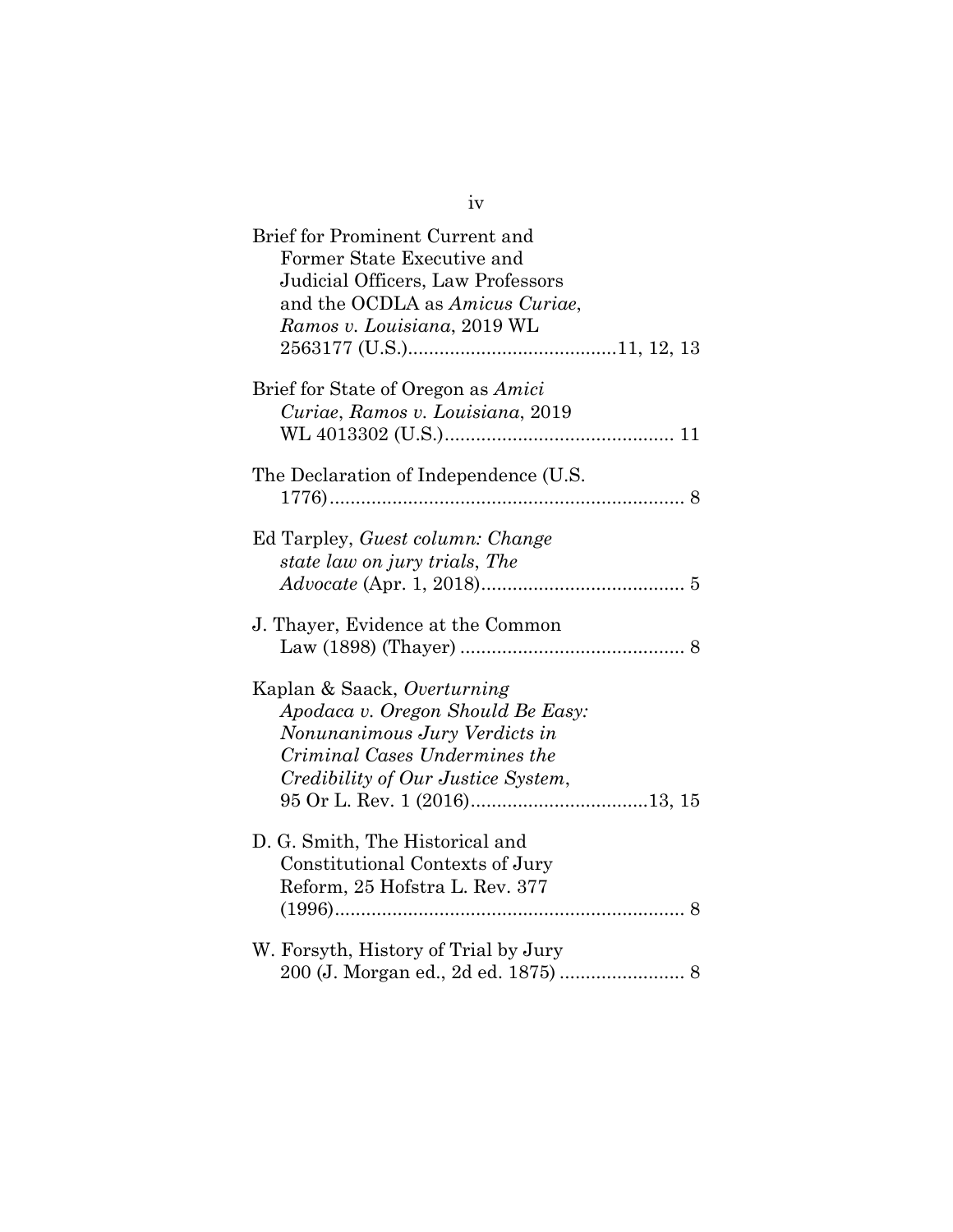Brief for Prominent Current and Former State Executive and Judicial Officers, Law Professors and the OCDLA as *Amicus Curiae*, *Ramos v. Louisiana*, 2019 WL 2563177 (U.S.)........................................11, 12, 13

Brief for State of Oregon as *Amici Curiae*, *Ramos v. Louisiana*, 2019 WL 4013302 (U.S.)............................................ 11

The Declaration of Independence (U.S. 1776).................................................................... 8

Ed Tarpley, *Guest column: Change state law on jury trials*, *The Advocate* (Apr. 1, 2018)....................................... 5

J. Thayer, Evidence at the Common Law (1898) (Thayer) ........................................... 8

Kaplan & Saack, *Overturning Apodaca v. Oregon Should Be Easy: Nonunanimous Jury Verdicts in Criminal Cases Undermines the Credibility of Our Justice System*, 95 Or L. Rev. 1 (2016)..................................13, 15

D. G. Smith, The Historical and Constitutional Contexts of Jury Reform, 25 Hofstra L. Rev. 377 (1996)................................................................... 8

W. Forsyth, History of Trial by Jury 200 (J. Morgan ed., 2d ed. 1875) ........................ 8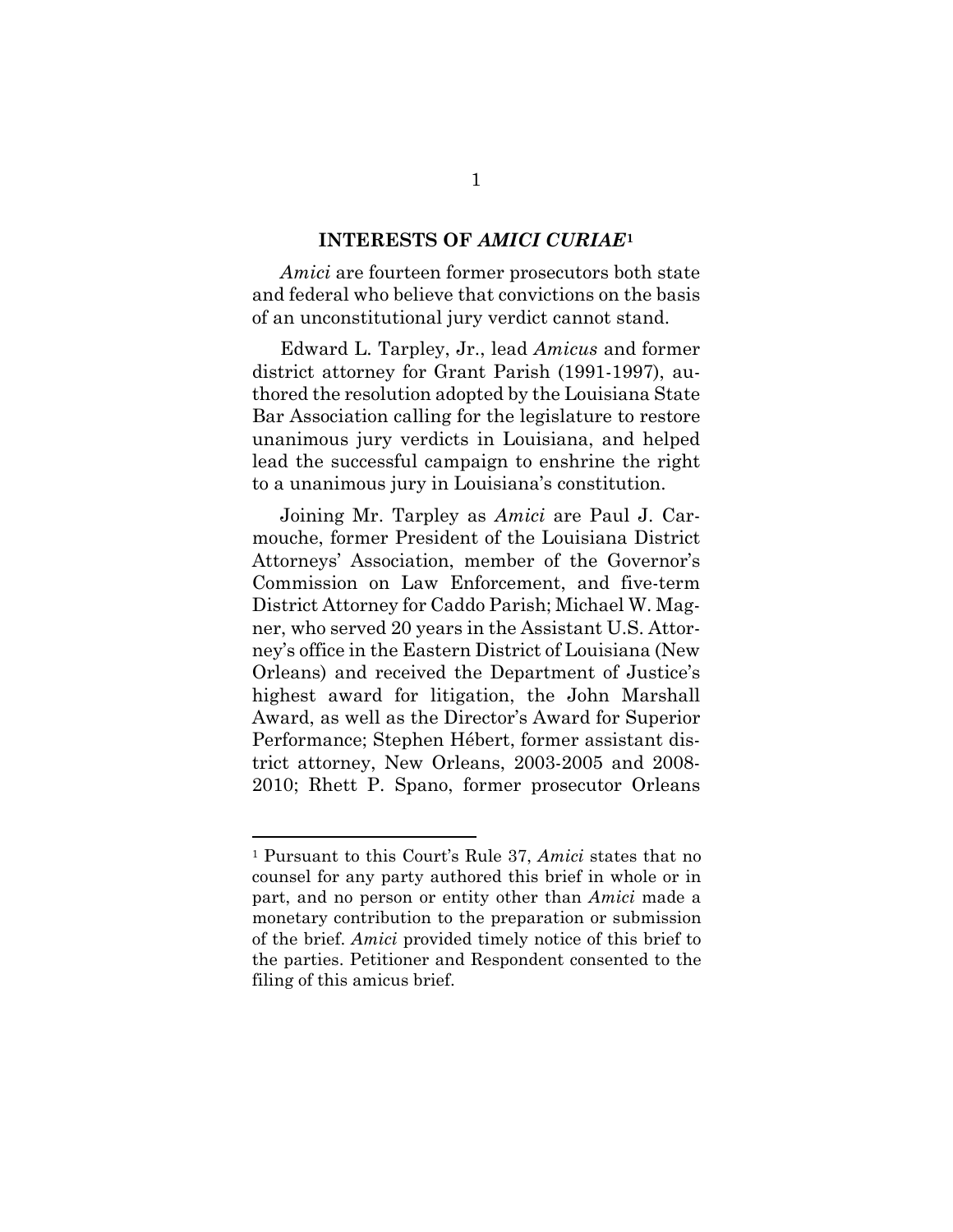## INTERESTS OF *AMICI CURIAE*[1]

*Amici* are fourteen former prosecutors both state and federal who believe that convictions on the basis of an unconstitutional jury verdict cannot stand.

Edward L. Tarpley, Jr., lead *Amicus* and former district attorney for Grant Parish (1991-1997), authored the resolution adopted by the Louisiana State Bar Association calling for the legislature to restore unanimous jury verdicts in Louisiana, and helped lead the successful campaign to enshrine the right to a unanimous jury in Louisiana's constitution.

Joining Mr. Tarpley as *Amici* are Paul J. Carmouche, former President of the Louisiana District Attorneys' Association, member of the Governor's Commission on Law Enforcement, and five-term District Attorney for Caddo Parish; Michael W. Magner, who served 20 years in the Assistant U.S. Attorney's office in the Eastern District of Louisiana (New Orleans) and received the Department of Justice's highest award for litigation, the John Marshall Award, as well as the Director's Award for Superior Performance; Stephen Hébert, former assistant district attorney, New Orleans, 2003-2005 and 2008-2010; Rhett P. Spano, former prosecutor Orleans

---

[1] Pursuant to this Court's Rule 37, *Amici* states that no counsel for any party authored this brief in whole or in part, and no person or entity other than *Amici* made a monetary contribution to the preparation or submission of the brief. *Amici* provided timely notice of this brief to the parties. Petitioner and Respondent consented to the filing of this amicus brief.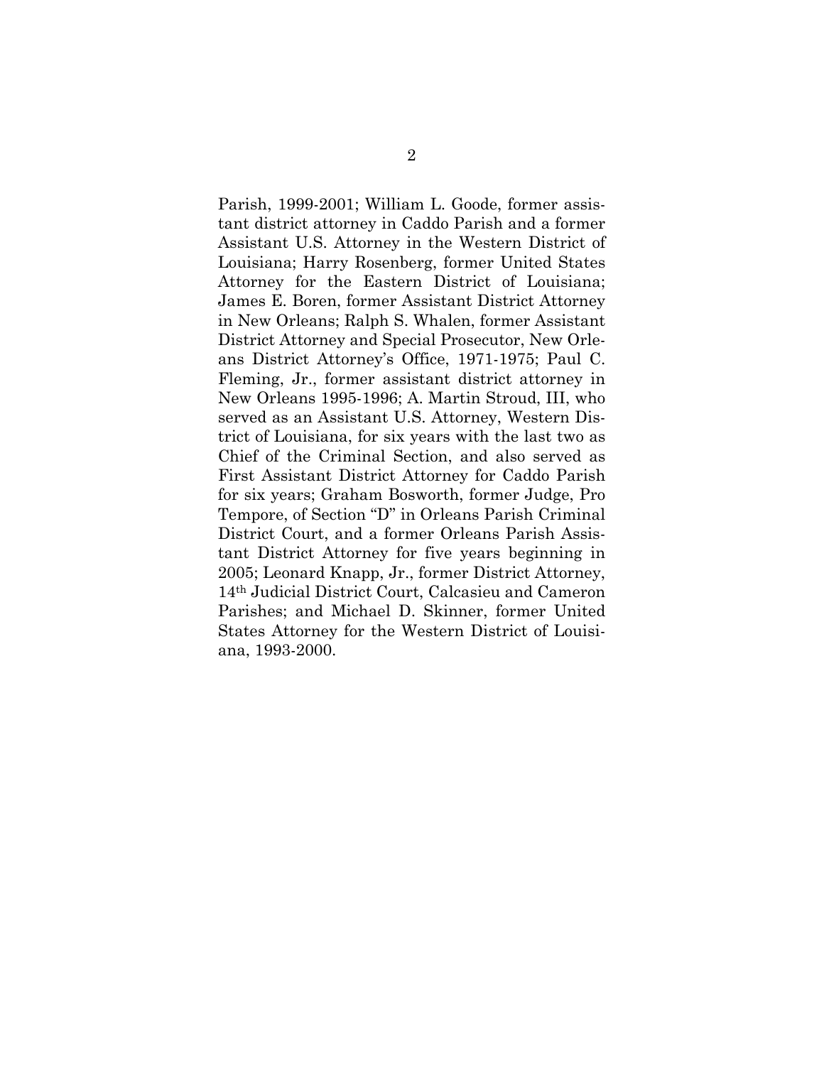Parish, 1999-2001; William L. Goode, former assistant district attorney in Caddo Parish and a former Assistant U.S. Attorney in the Western District of Louisiana; Harry Rosenberg, former United States Attorney for the Eastern District of Louisiana; James E. Boren, former Assistant District Attorney in New Orleans; Ralph S. Whalen, former Assistant District Attorney and Special Prosecutor, New Orleans District Attorney's Office, 1971-1975; Paul C. Fleming, Jr., former assistant district attorney in New Orleans 1995-1996; A. Martin Stroud, III, who served as an Assistant U.S. Attorney, Western District of Louisiana, for six years with the last two as Chief of the Criminal Section, and also served as First Assistant District Attorney for Caddo Parish for six years; Graham Bosworth, former Judge, Pro Tempore, of Section "D" in Orleans Parish Criminal District Court, and a former Orleans Parish Assistant District Attorney for five years beginning in 2005; Leonard Knapp, Jr., former District Attorney, 14th Judicial District Court, Calcasieu and Cameron Parishes; and Michael D. Skinner, former United States Attorney for the Western District of Louisiana, 1993-2000.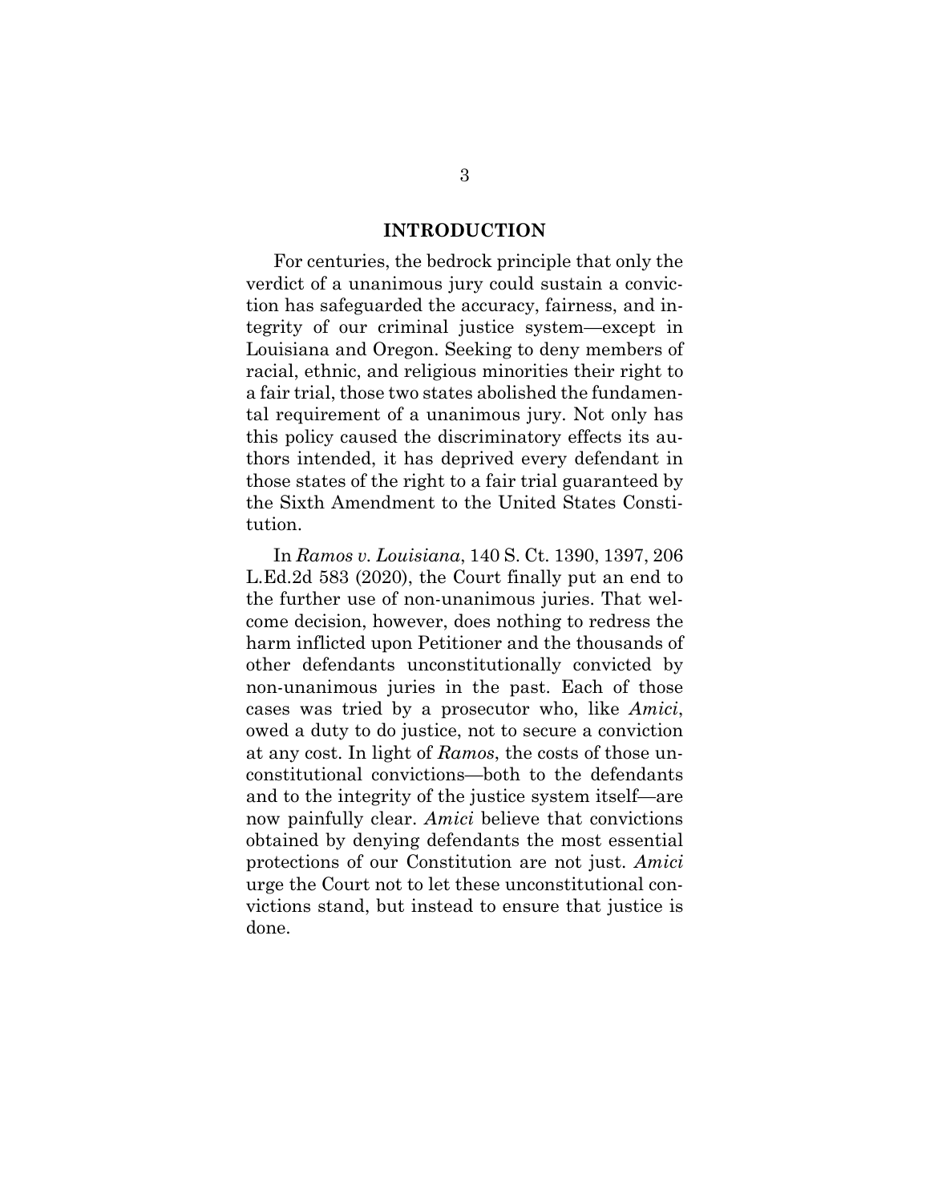## INTRODUCTION

For centuries, the bedrock principle that only the verdict of a unanimous jury could sustain a conviction has safeguarded the accuracy, fairness, and integrity of our criminal justice system—except in Louisiana and Oregon. Seeking to deny members of racial, ethnic, and religious minorities their right to a fair trial, those two states abolished the fundamental requirement of a unanimous jury. Not only has this policy caused the discriminatory effects its authors intended, it has deprived every defendant in those states of the right to a fair trial guaranteed by the Sixth Amendment to the United States Constitution.

In *Ramos v. Louisiana*, 140 S. Ct. 1390, 1397, 206 L.Ed.2d 583 (2020), the Court finally put an end to the further use of non-unanimous juries. That welcome decision, however, does nothing to redress the harm inflicted upon Petitioner and the thousands of other defendants unconstitutionally convicted by non-unanimous juries in the past. Each of those cases was tried by a prosecutor who, like *Amici*, owed a duty to do justice, not to secure a conviction at any cost. In light of *Ramos*, the costs of those unconstitutional convictions—both to the defendants and to the integrity of the justice system itself—are now painfully clear. *Amici* believe that convictions obtained by denying defendants the most essential protections of our Constitution are not just. *Amici* urge the Court not to let these unconstitutional convictions stand, but instead to ensure that justice is done.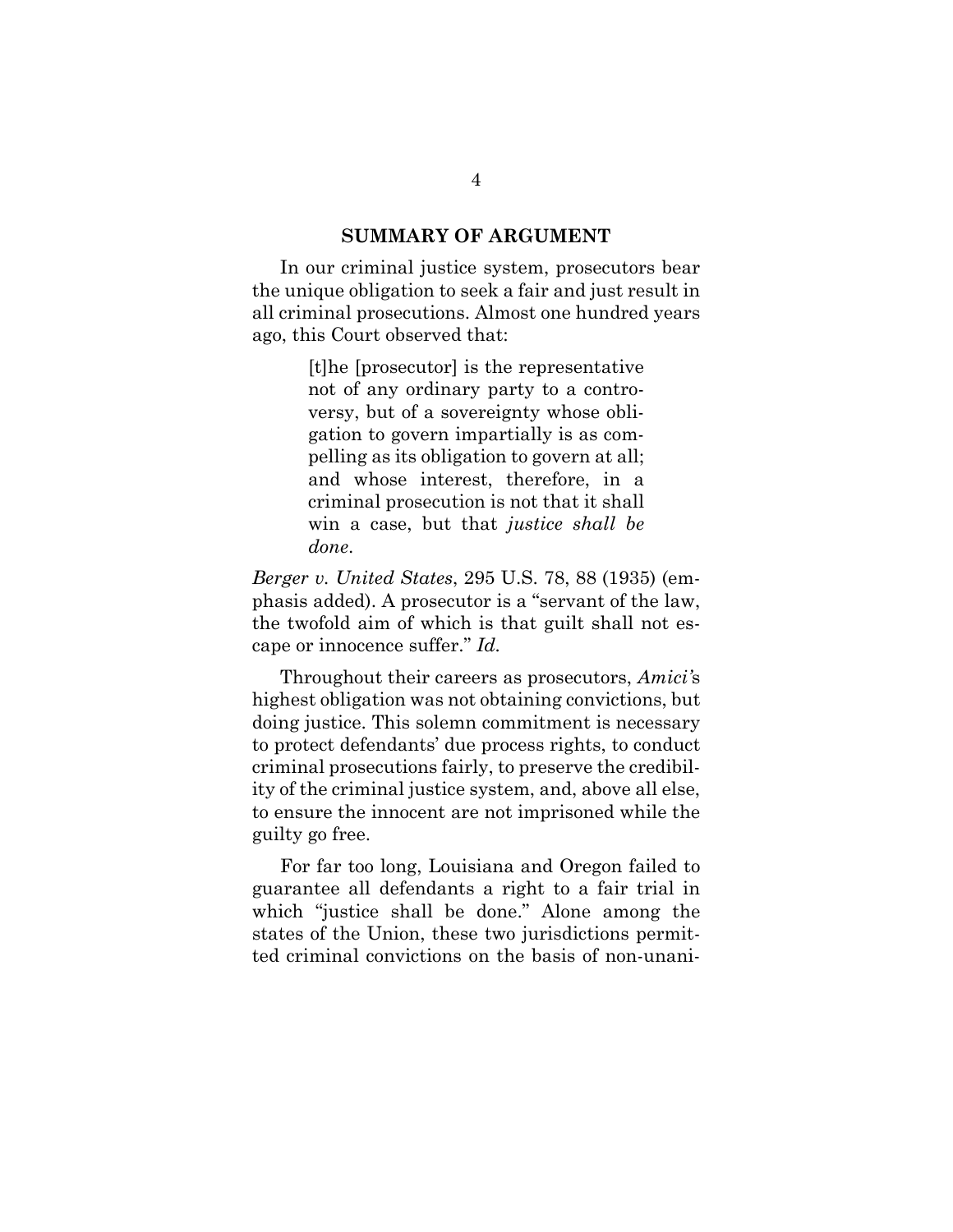## SUMMARY OF ARGUMENT

In our criminal justice system, prosecutors bear the unique obligation to seek a fair and just result in all criminal prosecutions. Almost one hundred years ago, this Court observed that:

> [t]he [prosecutor] is the representative not of any ordinary party to a controversy, but of a sovereignty whose obligation to govern impartially is as compelling as its obligation to govern at all; and whose interest, therefore, in a criminal prosecution is not that it shall win a case, but that *justice shall be done*.

*Berger v. United States*, 295 U.S. 78, 88 (1935) (emphasis added). A prosecutor is a "servant of the law, the twofold aim of which is that guilt shall not escape or innocence suffer." *Id.*

Throughout their careers as prosecutors, *Amici's* highest obligation was not obtaining convictions, but doing justice. This solemn commitment is necessary to protect defendants' due process rights, to conduct criminal prosecutions fairly, to preserve the credibility of the criminal justice system, and, above all else, to ensure the innocent are not imprisoned while the guilty go free.

For far too long, Louisiana and Oregon failed to guarantee all defendants a right to a fair trial in which "justice shall be done." Alone among the states of the Union, these two jurisdictions permitted criminal convictions on the basis of non-unani-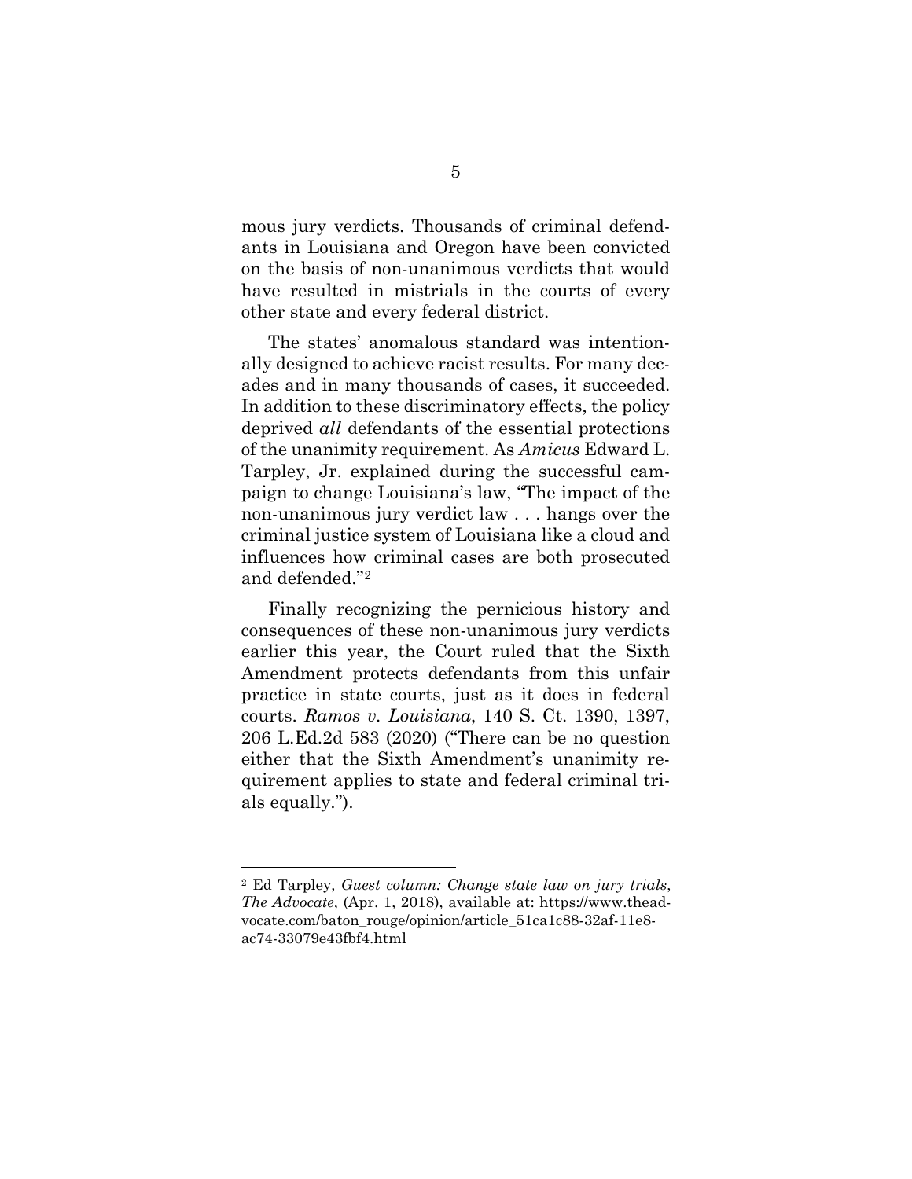mous jury verdicts. Thousands of criminal defendants in Louisiana and Oregon have been convicted on the basis of non-unanimous verdicts that would have resulted in mistrials in the courts of every other state and every federal district.

The states' anomalous standard was intentionally designed to achieve racist results. For many decades and in many thousands of cases, it succeeded. In addition to these discriminatory effects, the policy deprived *all* defendants of the essential protections of the unanimity requirement. As *Amicus* Edward L. Tarpley, Jr. explained during the successful campaign to change Louisiana's law, "The impact of the non-unanimous jury verdict law . . . hangs over the criminal justice system of Louisiana like a cloud and influences how criminal cases are both prosecuted and defended."[2]

Finally recognizing the pernicious history and consequences of these non-unanimous jury verdicts earlier this year, the Court ruled that the Sixth Amendment protects defendants from this unfair practice in state courts, just as it does in federal courts. *Ramos v. Louisiana*, 140 S. Ct. 1390, 1397, 206 L.Ed.2d 583 (2020) ("There can be no question either that the Sixth Amendment's unanimity requirement applies to state and federal criminal trials equally.").

---

[2] Ed Tarpley, *Guest column: Change state law on jury trials*, *The Advocate*, (Apr. 1, 2018), available at: https://www.theadvocate.com/baton_rouge/opinion/article_51ca1c88-32af-11e8-ac74-33079e43fbf4.html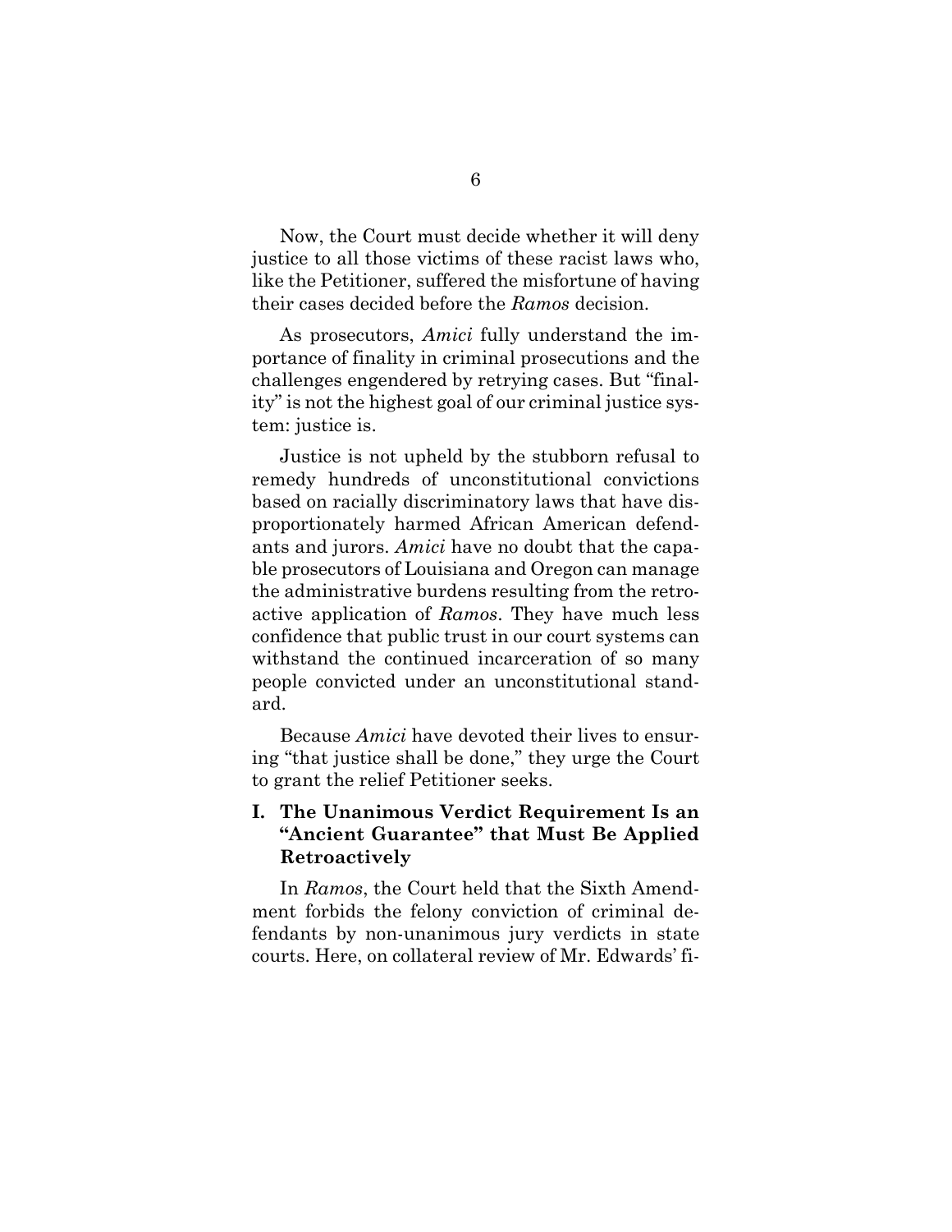Now, the Court must decide whether it will deny justice to all those victims of these racist laws who, like the Petitioner, suffered the misfortune of having their cases decided before the *Ramos* decision.

As prosecutors, *Amici* fully understand the importance of finality in criminal prosecutions and the challenges engendered by retrying cases. But "finality" is not the highest goal of our criminal justice system: justice is.

Justice is not upheld by the stubborn refusal to remedy hundreds of unconstitutional convictions based on racially discriminatory laws that have disproportionately harmed African American defendants and jurors. *Amici* have no doubt that the capable prosecutors of Louisiana and Oregon can manage the administrative burdens resulting from the retroactive application of *Ramos*. They have much less confidence that public trust in our court systems can withstand the continued incarceration of so many people convicted under an unconstitutional standard.

Because *Amici* have devoted their lives to ensuring "that justice shall be done," they urge the Court to grant the relief Petitioner seeks.

## I. The Unanimous Verdict Requirement Is an "Ancient Guarantee" that Must Be Applied Retroactively

In *Ramos*, the Court held that the Sixth Amendment forbids the felony conviction of criminal defendants by non-unanimous jury verdicts in state courts. Here, on collateral review of Mr. Edwards' fi-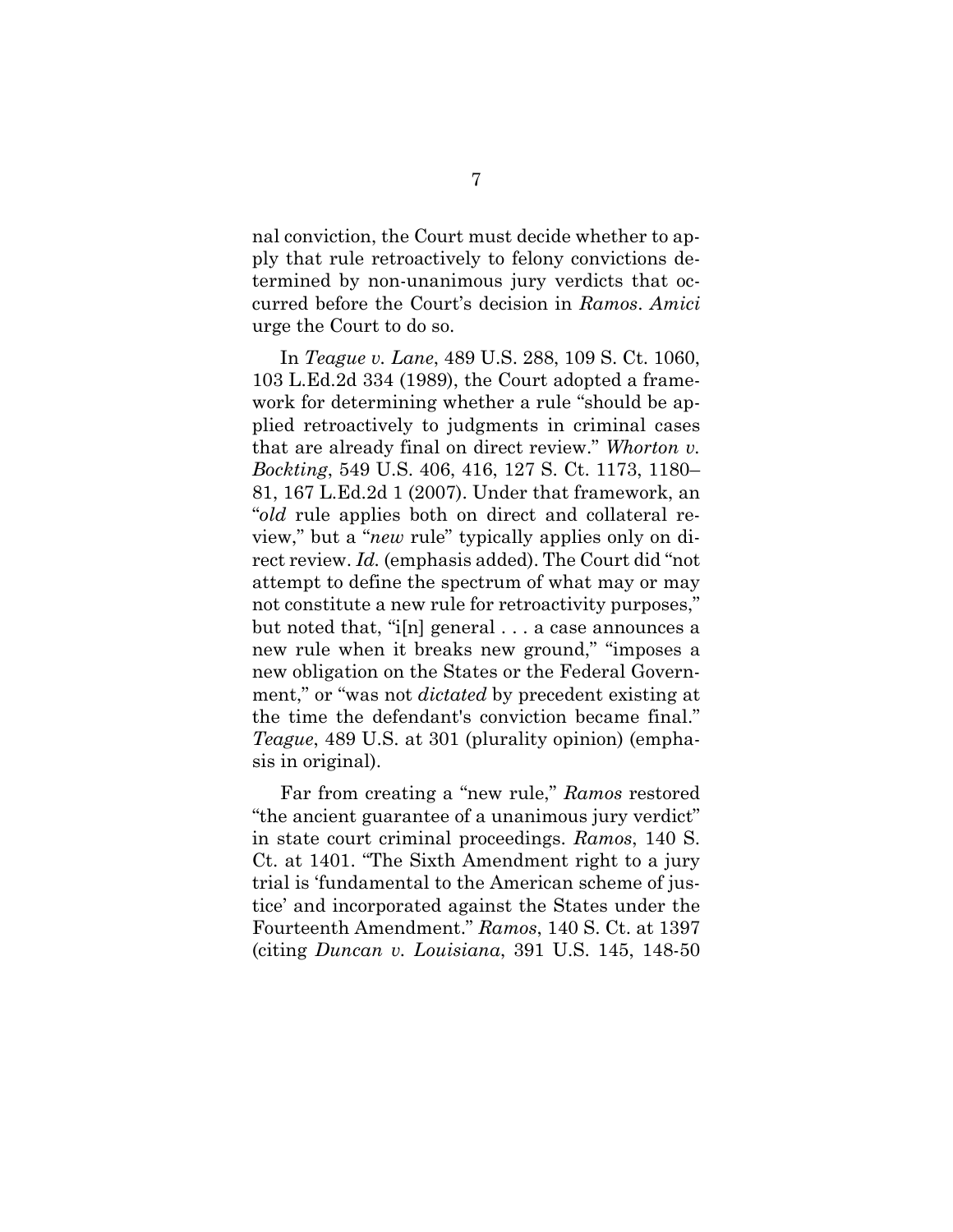nal conviction, the Court must decide whether to apply that rule retroactively to felony convictions determined by non-unanimous jury verdicts that occurred before the Court's decision in *Ramos*. *Amici* urge the Court to do so.

In *Teague v. Lane*, 489 U.S. 288, 109 S. Ct. 1060, 103 L.Ed.2d 334 (1989), the Court adopted a framework for determining whether a rule "should be applied retroactively to judgments in criminal cases that are already final on direct review." *Whorton v. Bockting*, 549 U.S. 406, 416, 127 S. Ct. 1173, 1180–81, 167 L.Ed.2d 1 (2007). Under that framework, an "*old* rule applies both on direct and collateral review," but a "*new* rule" typically applies only on direct review. *Id.* (emphasis added). The Court did "not attempt to define the spectrum of what may or may not constitute a new rule for retroactivity purposes," but noted that, "i[n] general . . . a case announces a new rule when it breaks new ground," "imposes a new obligation on the States or the Federal Government," or "was not *dictated* by precedent existing at the time the defendant's conviction became final." *Teague*, 489 U.S. at 301 (plurality opinion) (emphasis in original).

Far from creating a "new rule," *Ramos* restored "the ancient guarantee of a unanimous jury verdict" in state court criminal proceedings. *Ramos*, 140 S. Ct. at 1401. "The Sixth Amendment right to a jury trial is 'fundamental to the American scheme of justice' and incorporated against the States under the Fourteenth Amendment." *Ramos*, 140 S. Ct. at 1397 (citing *Duncan v. Louisiana*, 391 U.S. 145, 148-50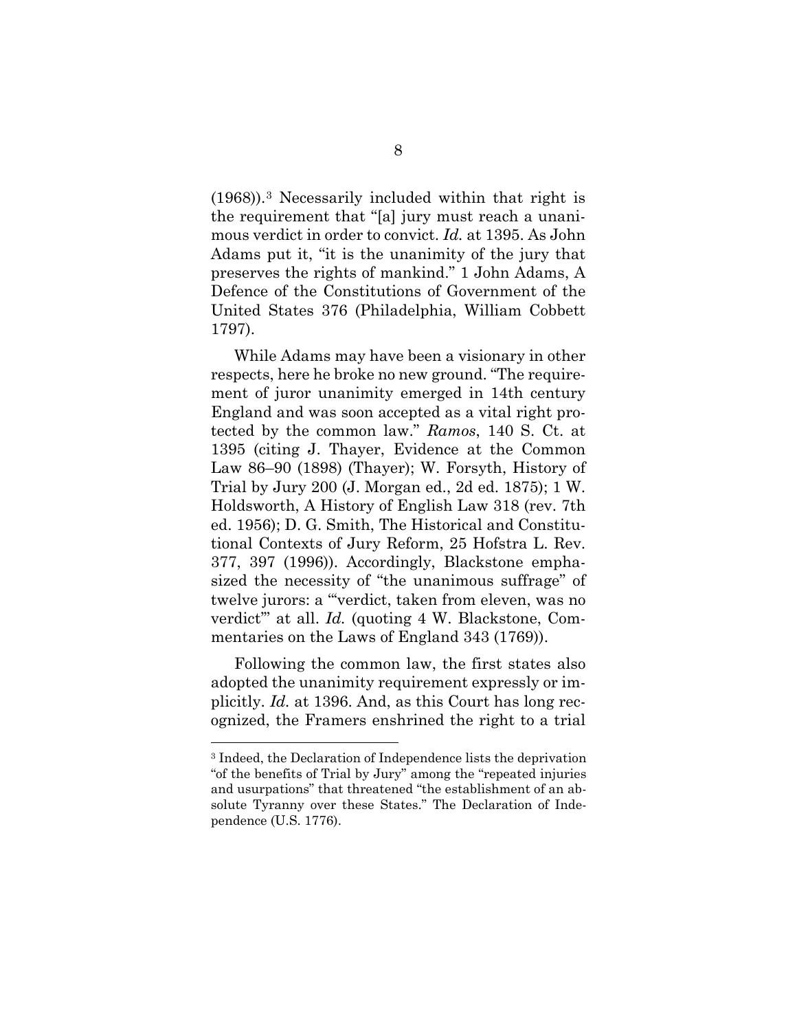(1968)).[3] Necessarily included within that right is the requirement that "[a] jury must reach a unanimous verdict in order to convict. *Id.* at 1395. As John Adams put it, "it is the unanimity of the jury that preserves the rights of mankind." 1 John Adams, A Defence of the Constitutions of Government of the United States 376 (Philadelphia, William Cobbett 1797).

While Adams may have been a visionary in other respects, here he broke no new ground. "The requirement of juror unanimity emerged in 14th century England and was soon accepted as a vital right protected by the common law." *Ramos*, 140 S. Ct. at 1395 (citing J. Thayer, Evidence at the Common Law 86–90 (1898) (Thayer); W. Forsyth, History of Trial by Jury 200 (J. Morgan ed., 2d ed. 1875); 1 W. Holdsworth, A History of English Law 318 (rev. 7th ed. 1956); D. G. Smith, The Historical and Constitutional Contexts of Jury Reform, 25 Hofstra L. Rev. 377, 397 (1996)). Accordingly, Blackstone emphasized the necessity of "the unanimous suffrage" of twelve jurors: a "'verdict, taken from eleven, was no verdict'" at all. *Id.* (quoting 4 W. Blackstone, Commentaries on the Laws of England 343 (1769)).

Following the common law, the first states also adopted the unanimity requirement expressly or implicitly. *Id.* at 1396. And, as this Court has long recognized, the Framers enshrined the right to a trial

---

[3] Indeed, the Declaration of Independence lists the deprivation "of the benefits of Trial by Jury" among the "repeated injuries and usurpations" that threatened "the establishment of an absolute Tyranny over these States." The Declaration of Independence (U.S. 1776).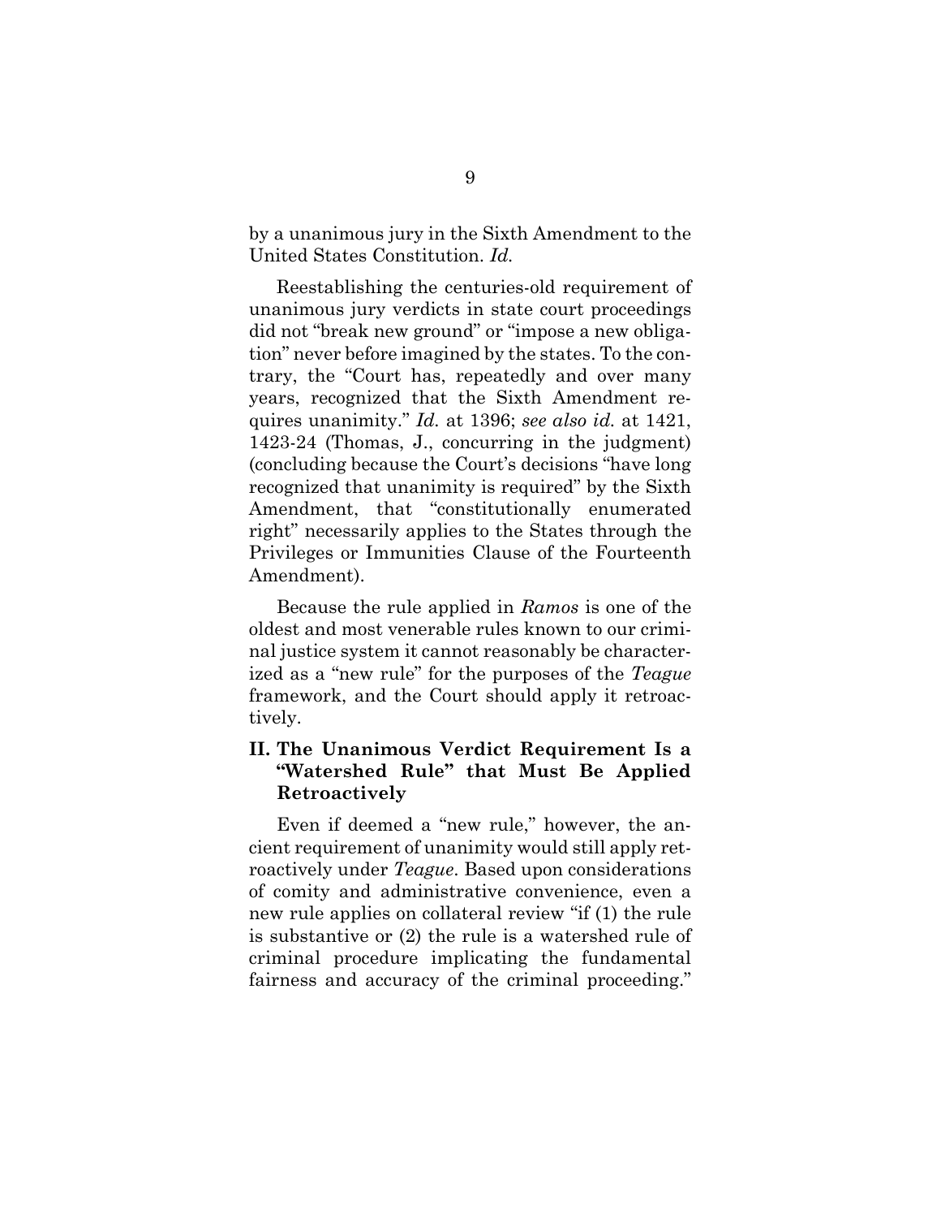by a unanimous jury in the Sixth Amendment to the United States Constitution. *Id.*

Reestablishing the centuries-old requirement of unanimous jury verdicts in state court proceedings did not "break new ground" or "impose a new obligation" never before imagined by the states. To the contrary, the "Court has, repeatedly and over many years, recognized that the Sixth Amendment requires unanimity." *Id.* at 1396; *see also id.* at 1421, 1423-24 (Thomas, J., concurring in the judgment) (concluding because the Court's decisions "have long recognized that unanimity is required" by the Sixth Amendment, that "constitutionally enumerated right" necessarily applies to the States through the Privileges or Immunities Clause of the Fourteenth Amendment).

Because the rule applied in *Ramos* is one of the oldest and most venerable rules known to our criminal justice system it cannot reasonably be characterized as a "new rule" for the purposes of the *Teague* framework, and the Court should apply it retroactively.

## II. The Unanimous Verdict Requirement Is a "Watershed Rule" that Must Be Applied Retroactively

Even if deemed a "new rule," however, the ancient requirement of unanimity would still apply retroactively under *Teague*. Based upon considerations of comity and administrative convenience, even a new rule applies on collateral review "if (1) the rule is substantive or (2) the rule is a watershed rule of criminal procedure implicating the fundamental fairness and accuracy of the criminal proceeding."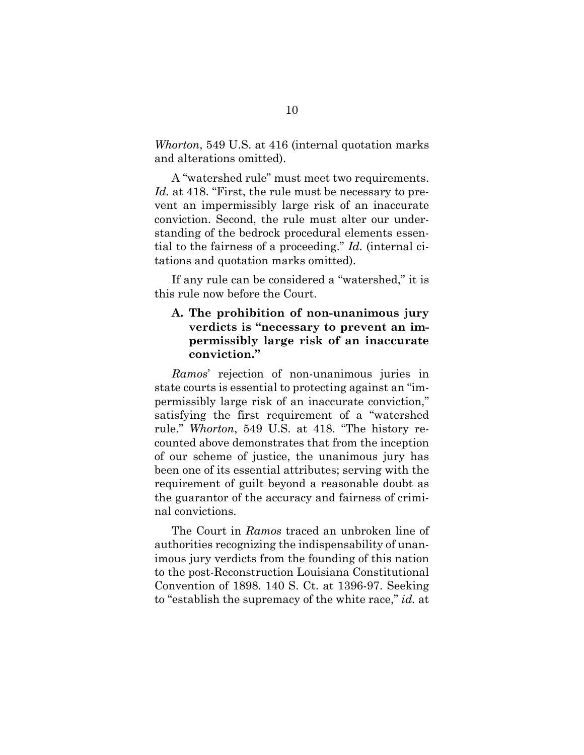*Whorton*, 549 U.S. at 416 (internal quotation marks and alterations omitted).

A "watershed rule" must meet two requirements. *Id.* at 418. "First, the rule must be necessary to prevent an impermissibly large risk of an inaccurate conviction. Second, the rule must alter our understanding of the bedrock procedural elements essential to the fairness of a proceeding." *Id.* (internal citations and quotation marks omitted).

If any rule can be considered a "watershed," it is this rule now before the Court.

### A. The prohibition of non-unanimous jury verdicts is "necessary to prevent an impermissibly large risk of an inaccurate conviction."

*Ramos*' rejection of non-unanimous juries in state courts is essential to protecting against an "impermissibly large risk of an inaccurate conviction," satisfying the first requirement of a "watershed rule." *Whorton*, 549 U.S. at 418. "The history recounted above demonstrates that from the inception of our scheme of justice, the unanimous jury has been one of its essential attributes; serving with the requirement of guilt beyond a reasonable doubt as the guarantor of the accuracy and fairness of criminal convictions.

The Court in *Ramos* traced an unbroken line of authorities recognizing the indispensability of unanimous jury verdicts from the founding of this nation to the post-Reconstruction Louisiana Constitutional Convention of 1898. 140 S. Ct. at 1396-97. Seeking to "establish the supremacy of the white race," *id.* at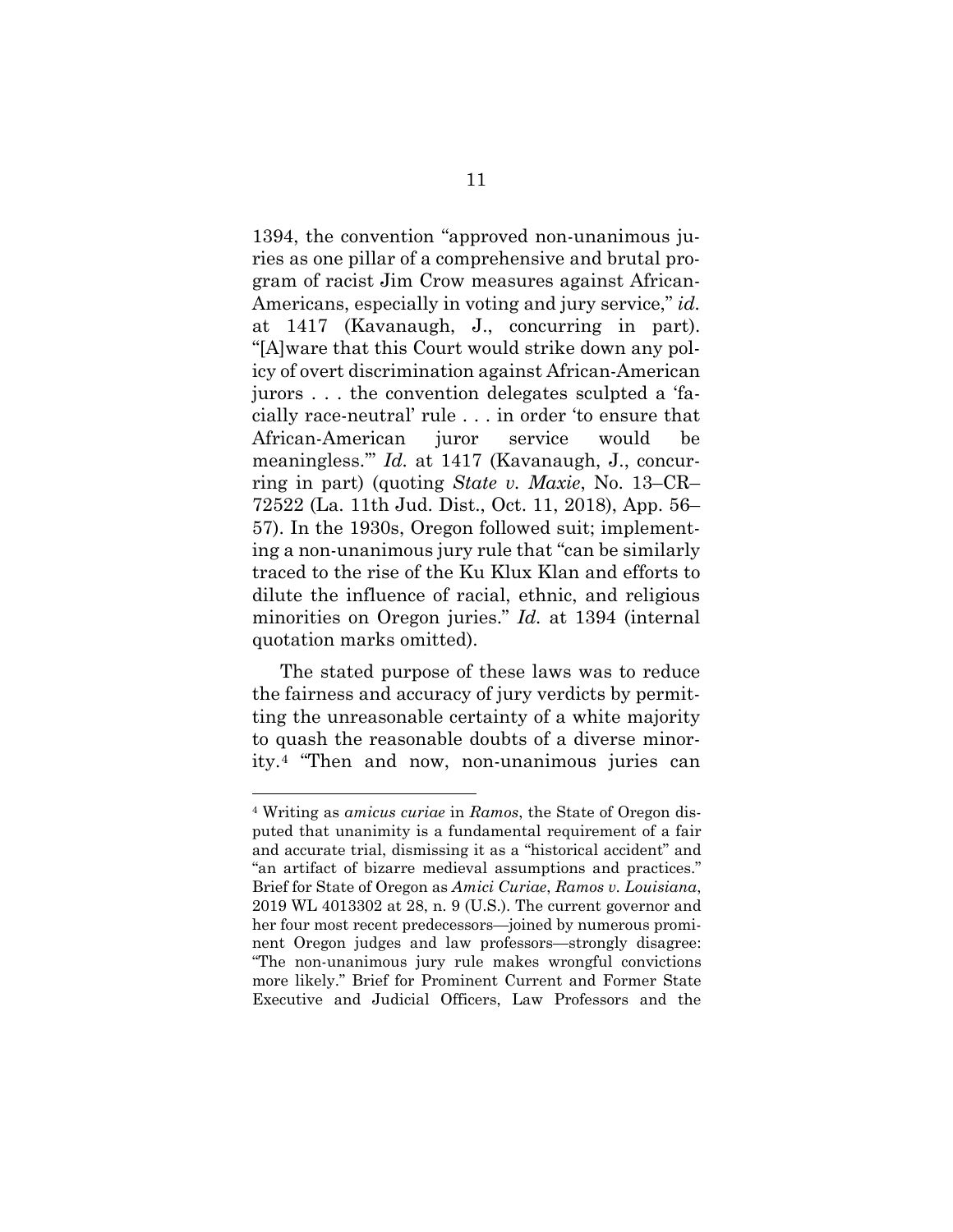1394, the convention "approved non-unanimous juries as one pillar of a comprehensive and brutal program of racist Jim Crow measures against African-Americans, especially in voting and jury service," *id.* at 1417 (Kavanaugh, J., concurring in part). "[A]ware that this Court would strike down any policy of overt discrimination against African-American jurors . . . the convention delegates sculpted a 'facially race-neutral' rule . . . in order 'to ensure that African-American juror service would be meaningless.'" *Id.* at 1417 (Kavanaugh, J., concurring in part) (quoting *State v. Maxie*, No. 13–CR–72522 (La. 11th Jud. Dist., Oct. 11, 2018), App. 56–57). In the 1930s, Oregon followed suit; implementing a non-unanimous jury rule that "can be similarly traced to the rise of the Ku Klux Klan and efforts to dilute the influence of racial, ethnic, and religious minorities on Oregon juries." *Id.* at 1394 (internal quotation marks omitted).

The stated purpose of these laws was to reduce the fairness and accuracy of jury verdicts by permitting the unreasonable certainty of a white majority to quash the reasonable doubts of a diverse minority.[4] "Then and now, non-unanimous juries can

[4] Writing as *amicus curiae* in *Ramos*, the State of Oregon disputed that unanimity is a fundamental requirement of a fair and accurate trial, dismissing it as a "historical accident" and "an artifact of bizarre medieval assumptions and practices." Brief for State of Oregon as *Amici Curiae*, *Ramos v. Louisiana*, 2019 WL 4013302 at 28, n. 9 (U.S.). The current governor and her four most recent predecessors—joined by numerous prominent Oregon judges and law professors—strongly disagree: "The non-unanimous jury rule makes wrongful convictions more likely." Brief for Prominent Current and Former State Executive and Judicial Officers, Law Professors and the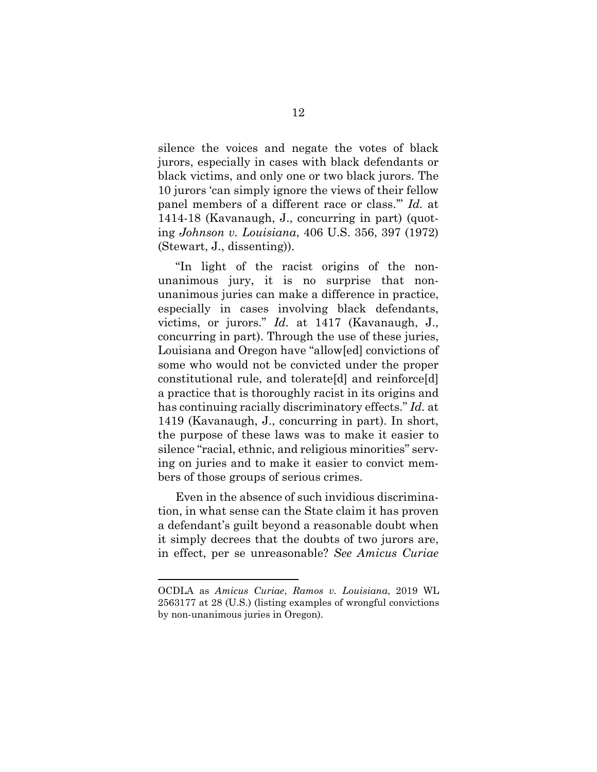silence the voices and negate the votes of black jurors, especially in cases with black defendants or black victims, and only one or two black jurors. The 10 jurors 'can simply ignore the views of their fellow panel members of a different race or class.'" *Id.* at 1414-18 (Kavanaugh, J., concurring in part) (quoting *Johnson v. Louisiana*, 406 U.S. 356, 397 (1972) (Stewart, J., dissenting)).

"In light of the racist origins of the non-unanimous jury, it is no surprise that non-unanimous juries can make a difference in practice, especially in cases involving black defendants, victims, or jurors." *Id.* at 1417 (Kavanaugh, J., concurring in part). Through the use of these juries, Louisiana and Oregon have "allow[ed] convictions of some who would not be convicted under the proper constitutional rule, and tolerate[d] and reinforce[d] a practice that is thoroughly racist in its origins and has continuing racially discriminatory effects." *Id.* at 1419 (Kavanaugh, J., concurring in part). In short, the purpose of these laws was to make it easier to silence "racial, ethnic, and religious minorities" serving on juries and to make it easier to convict members of those groups of serious crimes.

Even in the absence of such invidious discrimination, in what sense can the State claim it has proven a defendant's guilt beyond a reasonable doubt when it simply decrees that the doubts of two jurors are, in effect, per se unreasonable? *See Amicus Curiae*

---

OCDLA as *Amicus Curiae*, *Ramos v. Louisiana*, 2019 WL 2563177 at 28 (U.S.) (listing examples of wrongful convictions by non-unanimous juries in Oregon).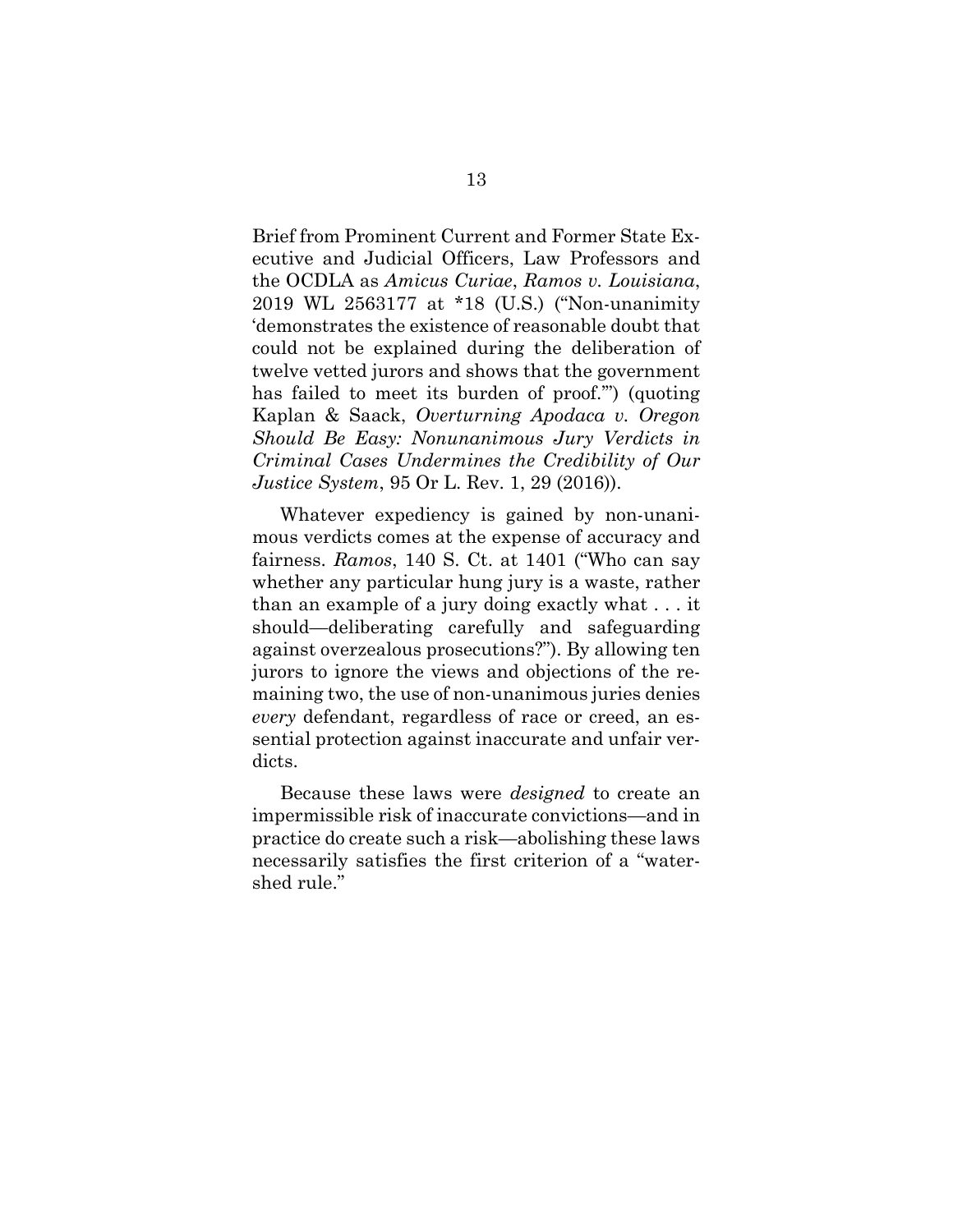Brief from Prominent Current and Former State Executive and Judicial Officers, Law Professors and the OCDLA as *Amicus Curiae*, *Ramos v. Louisiana*, 2019 WL 2563177 at *18 (U.S.) ("Non-unanimity 'demonstrates the existence of reasonable doubt that could not be explained during the deliberation of twelve vetted jurors and shows that the government has failed to meet its burden of proof.'") (quoting Kaplan & Saack, *Overturning Apodaca v. Oregon Should Be Easy: Nonunanimous Jury Verdicts in Criminal Cases Undermines the Credibility of Our Justice System*, 95 Or L. Rev. 1, 29 (2016)).

Whatever expediency is gained by non-unanimous verdicts comes at the expense of accuracy and fairness. *Ramos*, 140 S. Ct. at 1401 ("Who can say whether any particular hung jury is a waste, rather than an example of a jury doing exactly what . . . it should—deliberating carefully and safeguarding against overzealous prosecutions?"). By allowing ten jurors to ignore the views and objections of the remaining two, the use of non-unanimous juries denies *every* defendant, regardless of race or creed, an essential protection against inaccurate and unfair verdicts.

Because these laws were *designed* to create an impermissible risk of inaccurate convictions—and in practice do create such a risk—abolishing these laws necessarily satisfies the first criterion of a "watershed rule."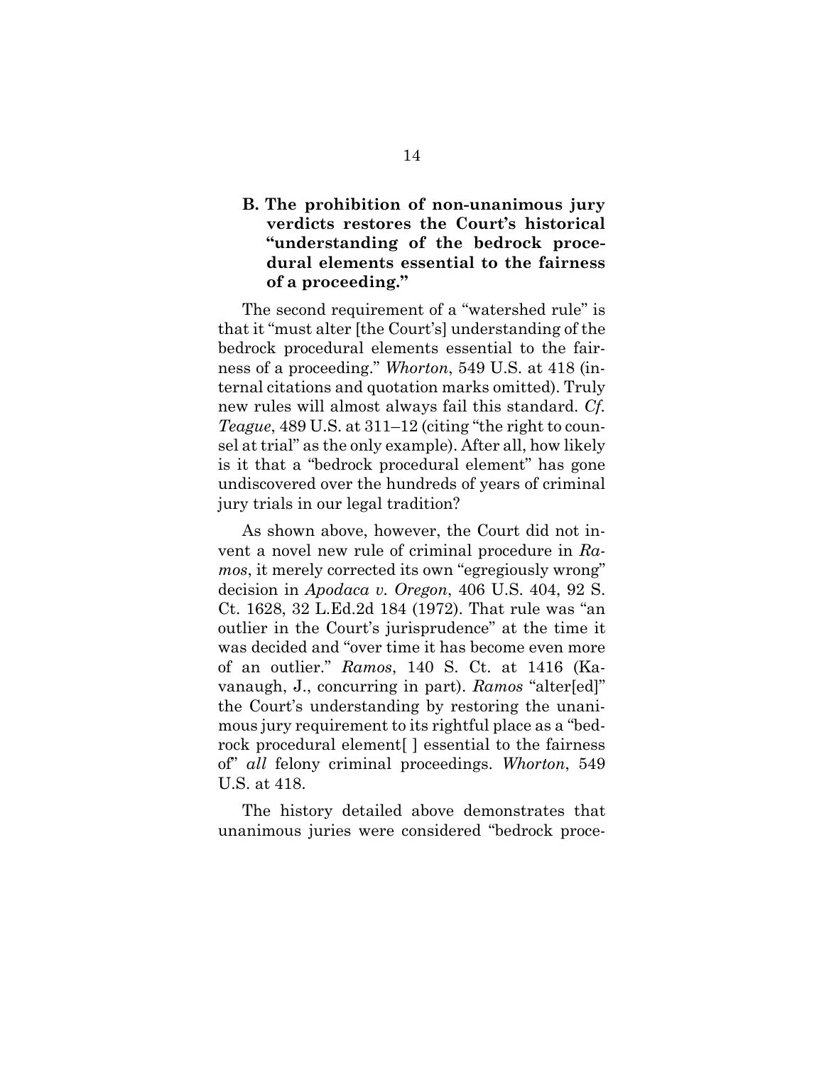### B. The prohibition of non-unanimous jury verdicts restores the Court's historical "understanding of the bedrock procedural elements essential to the fairness of a proceeding."

The second requirement of a "watershed rule" is that it "must alter [the Court's] understanding of the bedrock procedural elements essential to the fairness of a proceeding." *Whorton*, 549 U.S. at 418 (internal citations and quotation marks omitted). Truly new rules will almost always fail this standard. *Cf. Teague*, 489 U.S. at 311–12 (citing "the right to counsel at trial" as the only example). After all, how likely is it that a "bedrock procedural element" has gone undiscovered over the hundreds of years of criminal jury trials in our legal tradition?

As shown above, however, the Court did not invent a novel new rule of criminal procedure in *Ramos*, it merely corrected its own "egregiously wrong" decision in *Apodaca v. Oregon*, 406 U.S. 404, 92 S. Ct. 1628, 32 L.Ed.2d 184 (1972). That rule was "an outlier in the Court's jurisprudence" at the time it was decided and "over time it has become even more of an outlier." *Ramos*, 140 S. Ct. at 1416 (Kavanaugh, J., concurring in part). *Ramos* "alter[ed]" the Court's understanding by restoring the unanimous jury requirement to its rightful place as a "bedrock procedural element[ ] essential to the fairness of" *all* felony criminal proceedings. *Whorton*, 549 U.S. at 418.

The history detailed above demonstrates that unanimous juries were considered "bedrock proce-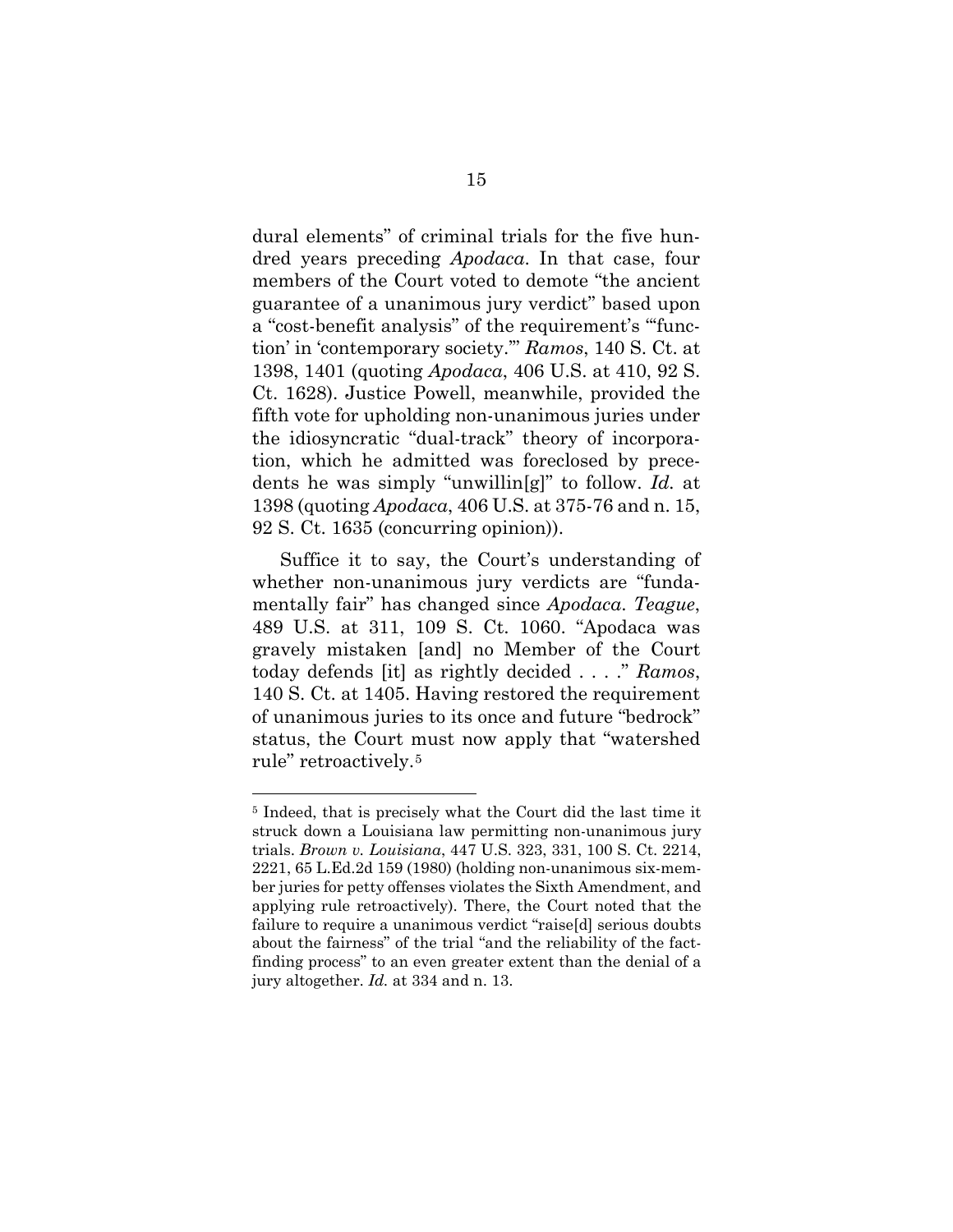dural elements" of criminal trials for the five hundred years preceding *Apodaca*. In that case, four members of the Court voted to demote "the ancient guarantee of a unanimous jury verdict" based upon a "cost-benefit analysis" of the requirement's "'function' in 'contemporary society.'" *Ramos*, 140 S. Ct. at 1398, 1401 (quoting *Apodaca*, 406 U.S. at 410, 92 S. Ct. 1628). Justice Powell, meanwhile, provided the fifth vote for upholding non-unanimous juries under the idiosyncratic "dual-track" theory of incorporation, which he admitted was foreclosed by precedents he was simply "unwillin[g]" to follow. *Id.* at 1398 (quoting *Apodaca*, 406 U.S. at 375-76 and n. 15, 92 S. Ct. 1635 (concurring opinion)).

Suffice it to say, the Court's understanding of whether non-unanimous jury verdicts are "fundamentally fair" has changed since *Apodaca*. *Teague*, 489 U.S. at 311, 109 S. Ct. 1060. "Apodaca was gravely mistaken [and] no Member of the Court today defends [it] as rightly decided . . . ." *Ramos*, 140 S. Ct. at 1405. Having restored the requirement of unanimous juries to its once and future "bedrock" status, the Court must now apply that "watershed rule" retroactively.[5]

---

[5] Indeed, that is precisely what the Court did the last time it struck down a Louisiana law permitting non-unanimous jury trials. *Brown v. Louisiana*, 447 U.S. 323, 331, 100 S. Ct. 2214, 2221, 65 L.Ed.2d 159 (1980) (holding non-unanimous six-member juries for petty offenses violates the Sixth Amendment, and applying rule retroactively). There, the Court noted that the failure to require a unanimous verdict "raise[d] serious doubts about the fairness" of the trial "and the reliability of the fact-finding process" to an even greater extent than the denial of a jury altogether. *Id.* at 334 and n. 13.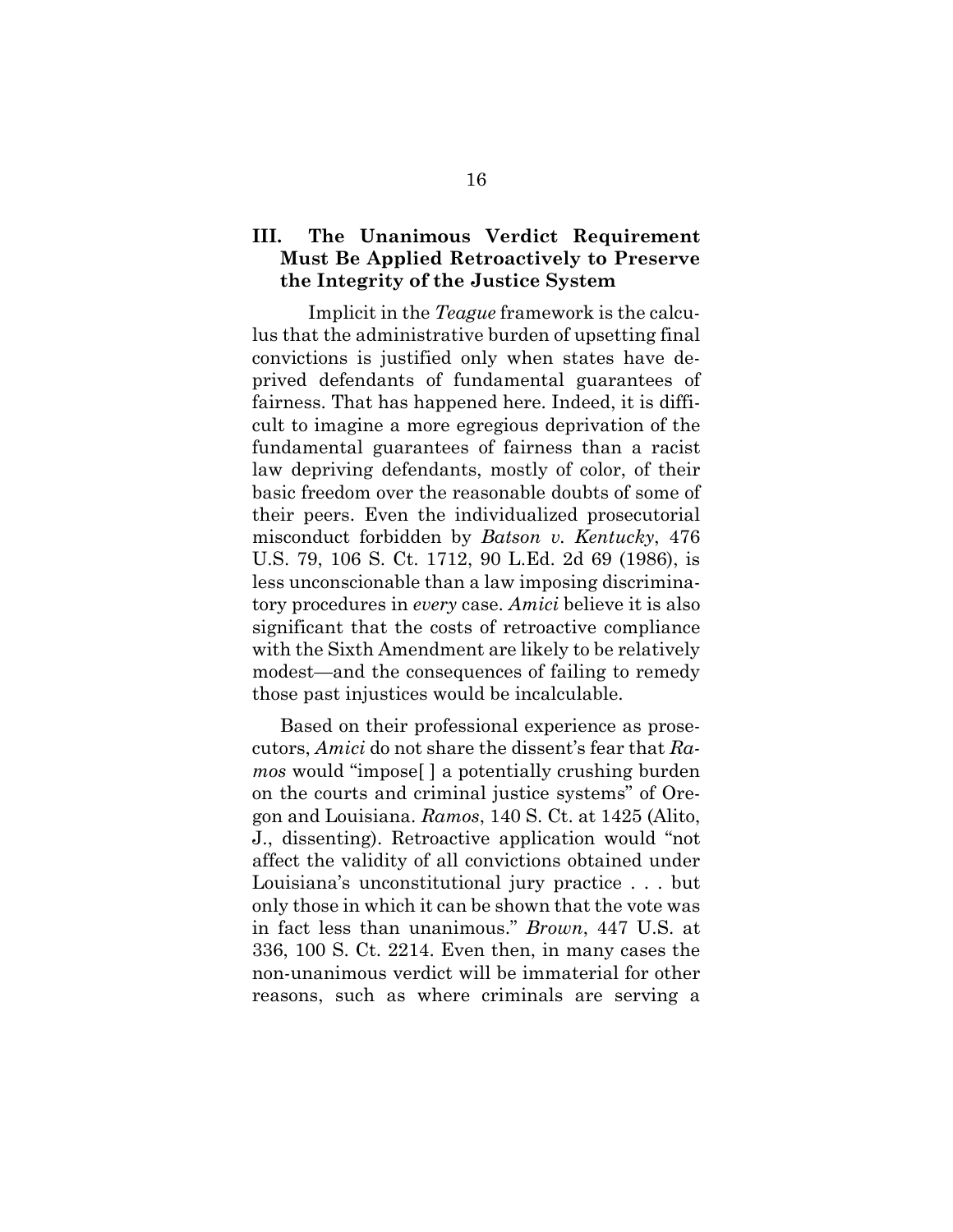### III. The Unanimous Verdict Requirement Must Be Applied Retroactively to Preserve the Integrity of the Justice System

Implicit in the *Teague* framework is the calculus that the administrative burden of upsetting final convictions is justified only when states have deprived defendants of fundamental guarantees of fairness. That has happened here. Indeed, it is difficult to imagine a more egregious deprivation of the fundamental guarantees of fairness than a racist law depriving defendants, mostly of color, of their basic freedom over the reasonable doubts of some of their peers. Even the individualized prosecutorial misconduct forbidden by *Batson v. Kentucky*, 476 U.S. 79, 106 S. Ct. 1712, 90 L.Ed. 2d 69 (1986), is less unconscionable than a law imposing discriminatory procedures in *every* case. *Amici* believe it is also significant that the costs of retroactive compliance with the Sixth Amendment are likely to be relatively modest—and the consequences of failing to remedy those past injustices would be incalculable.

Based on their professional experience as prosecutors, *Amici* do not share the dissent's fear that *Ramos* would "impose[ ] a potentially crushing burden on the courts and criminal justice systems" of Oregon and Louisiana. *Ramos*, 140 S. Ct. at 1425 (Alito, J., dissenting). Retroactive application would "not affect the validity of all convictions obtained under Louisiana's unconstitutional jury practice . . . but only those in which it can be shown that the vote was in fact less than unanimous." *Brown*, 447 U.S. at 336, 100 S. Ct. 2214. Even then, in many cases the non-unanimous verdict will be immaterial for other reasons, such as where criminals are serving a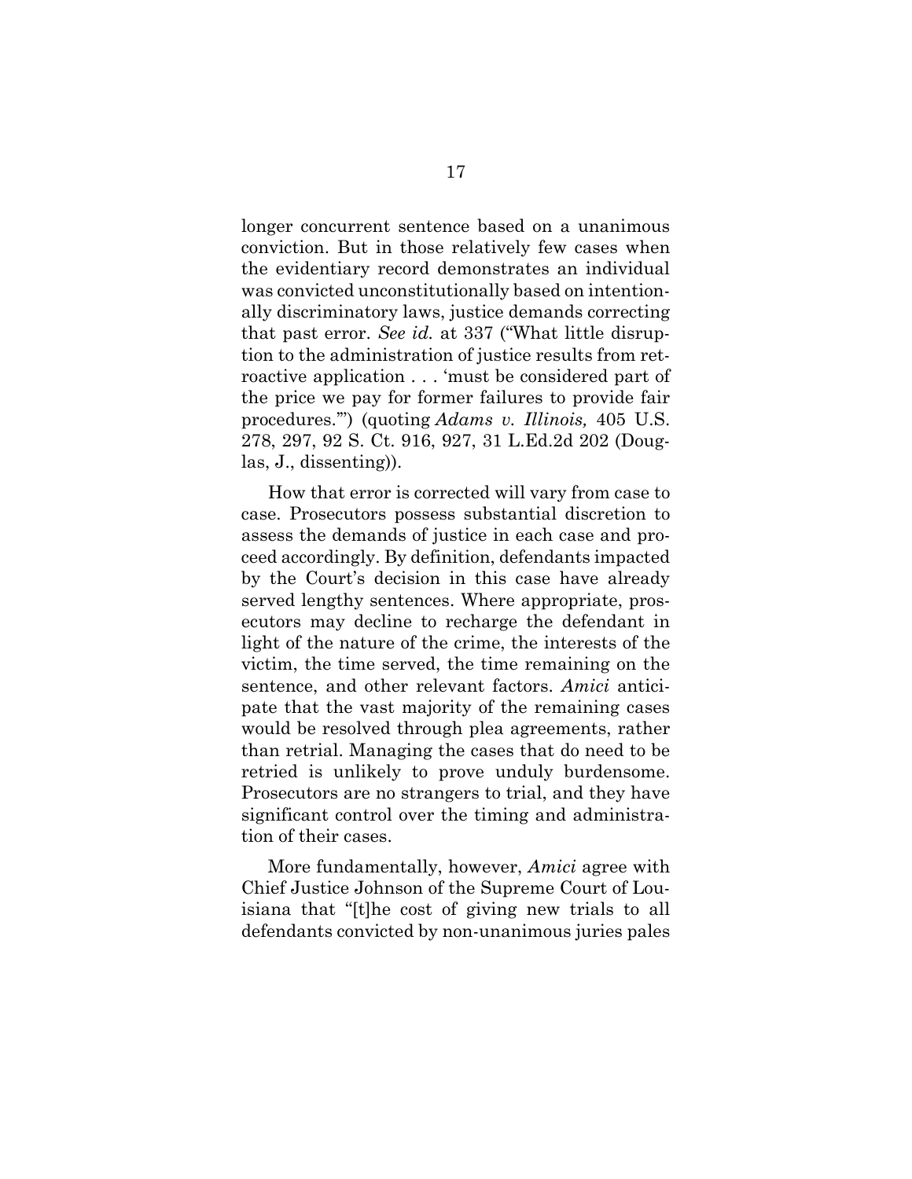longer concurrent sentence based on a unanimous conviction. But in those relatively few cases when the evidentiary record demonstrates an individual was convicted unconstitutionally based on intentionally discriminatory laws, justice demands correcting that past error. *See id.* at 337 ("What little disruption to the administration of justice results from retroactive application . . . 'must be considered part of the price we pay for former failures to provide fair procedures.'") (quoting *Adams v. Illinois,* 405 U.S. 278, 297, 92 S. Ct. 916, 927, 31 L.Ed.2d 202 (Douglas, J., dissenting)).

How that error is corrected will vary from case to case. Prosecutors possess substantial discretion to assess the demands of justice in each case and proceed accordingly. By definition, defendants impacted by the Court's decision in this case have already served lengthy sentences. Where appropriate, prosecutors may decline to recharge the defendant in light of the nature of the crime, the interests of the victim, the time served, the time remaining on the sentence, and other relevant factors. *Amici* anticipate that the vast majority of the remaining cases would be resolved through plea agreements, rather than retrial. Managing the cases that do need to be retried is unlikely to prove unduly burdensome. Prosecutors are no strangers to trial, and they have significant control over the timing and administration of their cases.

More fundamentally, however, *Amici* agree with Chief Justice Johnson of the Supreme Court of Louisiana that "[t]he cost of giving new trials to all defendants convicted by non-unanimous juries pales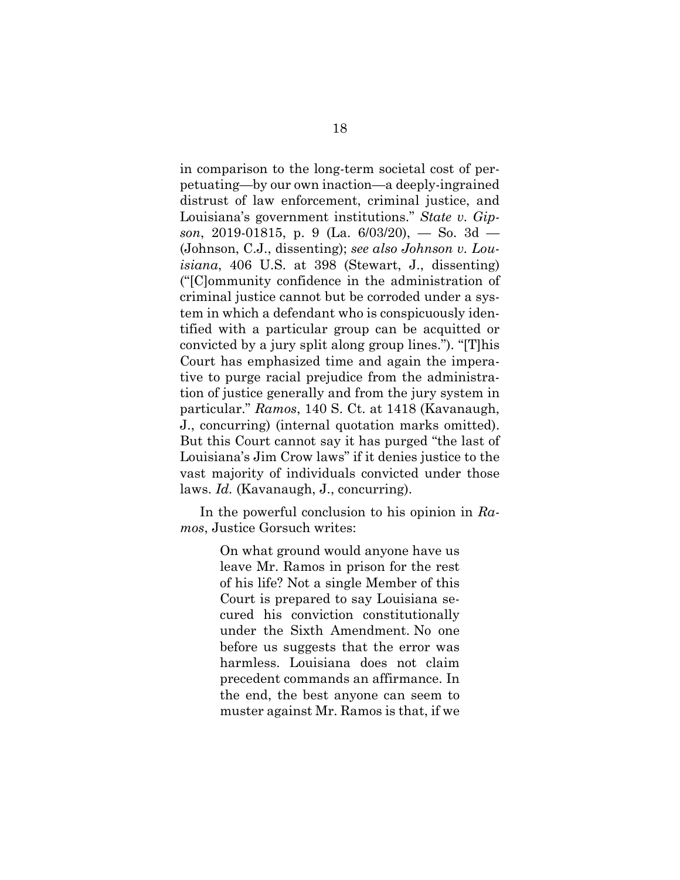in comparison to the long-term societal cost of perpetuating—by our own inaction—a deeply-ingrained distrust of law enforcement, criminal justice, and Louisiana's government institutions." *State v. Gipson*, 2019-01815, p. 9 (La. 6/03/20), — So. 3d — (Johnson, C.J., dissenting); *see also Johnson v. Louisiana*, 406 U.S. at 398 (Stewart, J., dissenting) ("[C]ommunity confidence in the administration of criminal justice cannot but be corroded under a system in which a defendant who is conspicuously identified with a particular group can be acquitted or convicted by a jury split along group lines."). "[T]his Court has emphasized time and again the imperative to purge racial prejudice from the administration of justice generally and from the jury system in particular." *Ramos*, 140 S. Ct. at 1418 (Kavanaugh, J., concurring) (internal quotation marks omitted). But this Court cannot say it has purged "the last of Louisiana's Jim Crow laws" if it denies justice to the vast majority of individuals convicted under those laws. *Id.* (Kavanaugh, J., concurring).

In the powerful conclusion to his opinion in *Ramos*, Justice Gorsuch writes:

> On what ground would anyone have us leave Mr. Ramos in prison for the rest of his life? Not a single Member of this Court is prepared to say Louisiana secured his conviction constitutionally under the Sixth Amendment. No one before us suggests that the error was harmless. Louisiana does not claim precedent commands an affirmance. In the end, the best anyone can seem to muster against Mr. Ramos is that, if we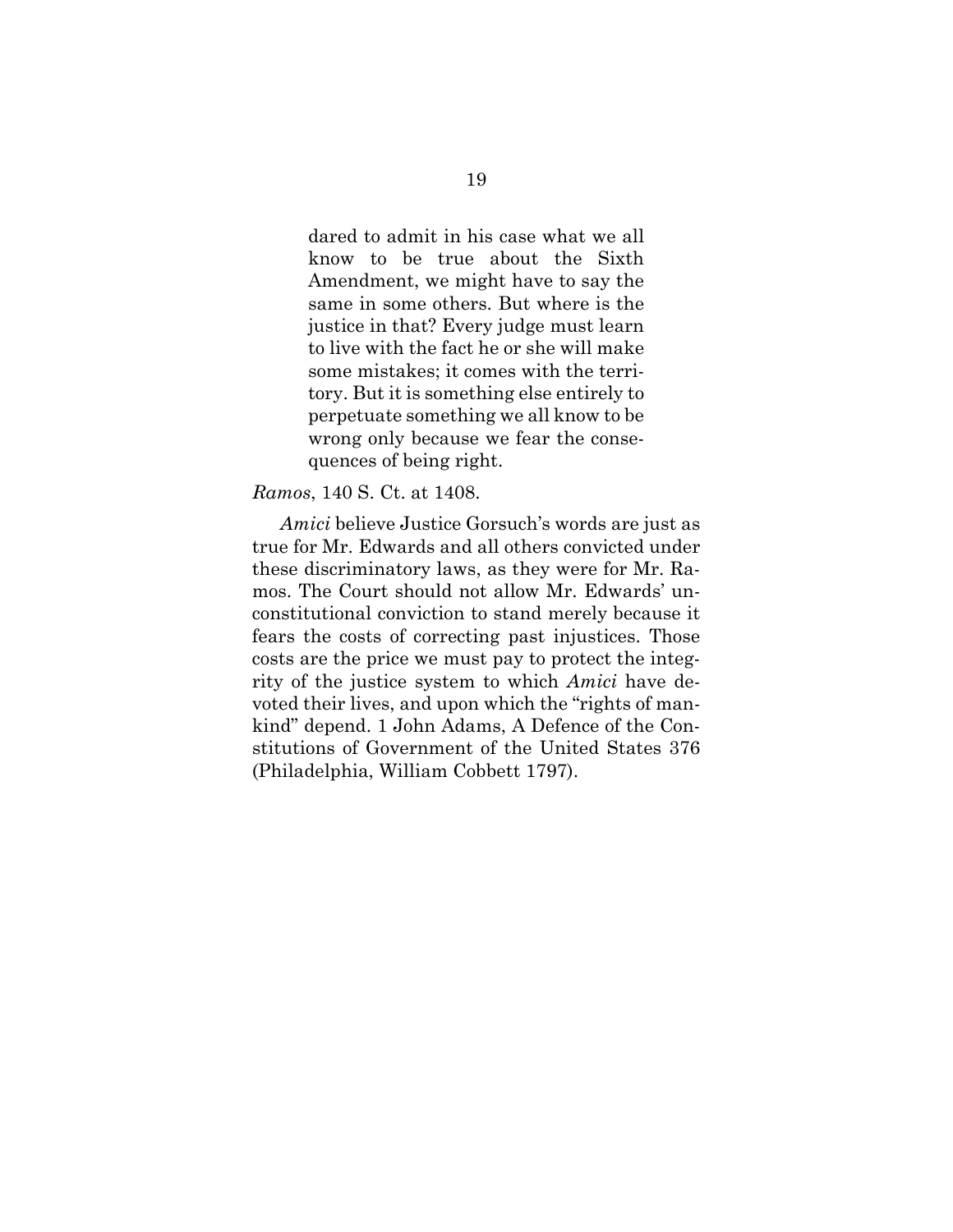> dared to admit in his case what we all know to be true about the Sixth Amendment, we might have to say the same in some others. But where is the justice in that? Every judge must learn to live with the fact he or she will make some mistakes; it comes with the territory. But it is something else entirely to perpetuate something we all know to be wrong only because we fear the consequences of being right.

*Ramos*, 140 S. Ct. at 1408.

*Amici* believe Justice Gorsuch's words are just as true for Mr. Edwards and all others convicted under these discriminatory laws, as they were for Mr. Ramos. The Court should not allow Mr. Edwards' unconstitutional conviction to stand merely because it fears the costs of correcting past injustices. Those costs are the price we must pay to protect the integrity of the justice system to which *Amici* have devoted their lives, and upon which the "rights of mankind" depend. 1 John Adams, A Defence of the Constitutions of Government of the United States 376 (Philadelphia, William Cobbett 1797).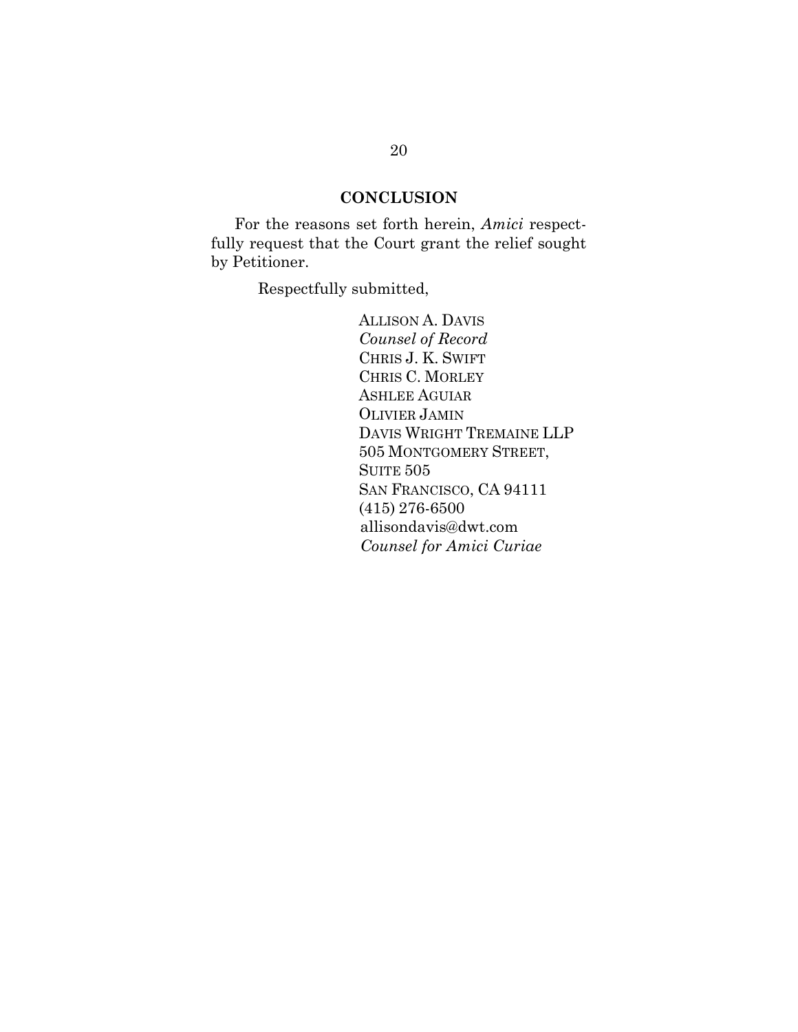## CONCLUSION

For the reasons set forth herein, *Amici* respectfully request that the Court grant the relief sought by Petitioner.

Respectfully submitted,

ALLISON A. DAVIS
*Counsel of Record*
CHRIS J. K. SWIFT
CHRIS C. MORLEY
ASHLEE AGUIAR
OLIVIER JAMIN
DAVIS WRIGHT TREMAINE LLP
505 MONTGOMERY STREET,
SUITE 505
SAN FRANCISCO, CA 94111
(415) 276-6500
allisondavis@dwt.com
*Counsel for Amici Curiae*